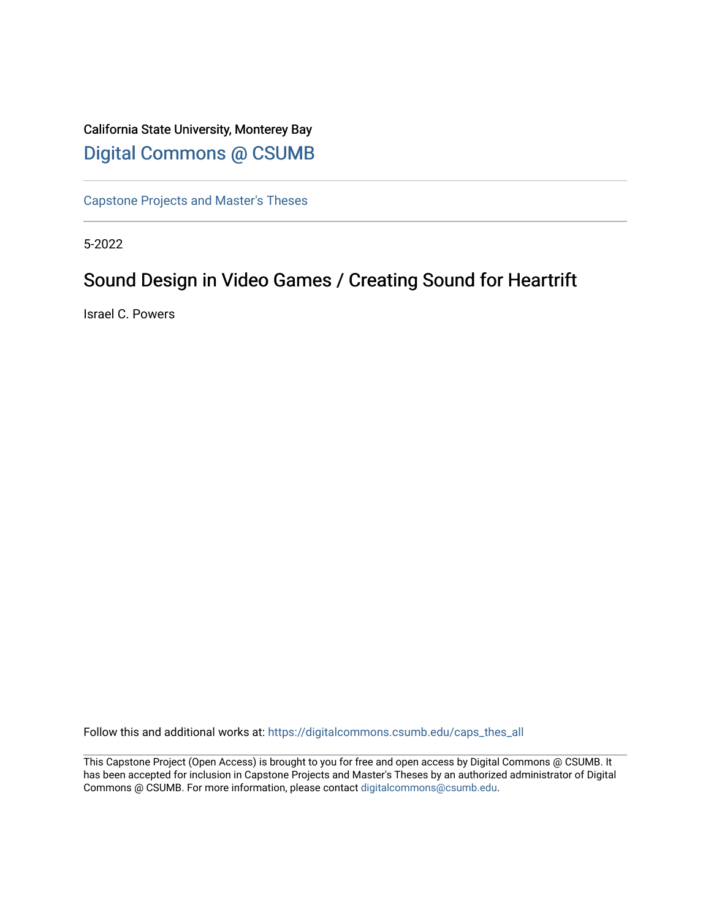California State University, Monterey Bay

[Digital Commons @ CSUMB](https://digitalcommons.csumb.edu/)

[Capstone Projects and Master's Theses](https://digitalcommons.csumb.edu/caps_thes_all)

5-2022

# Sound Design in Video Games / Creating Sound for Heartrift

Israel C. Powers

Follow this and additional works at: https://digitalcommons.csumb.edu/caps_thes_all

This Capstone Project (Open Access) is brought to you for free and open access by Digital Commons @ CSUMB. It has been accepted for inclusion in Capstone Projects and Master's Theses by an authorized administrator of Digital Commons @ CSUMB. For more information, please contact digitalcommons@csumb.edu.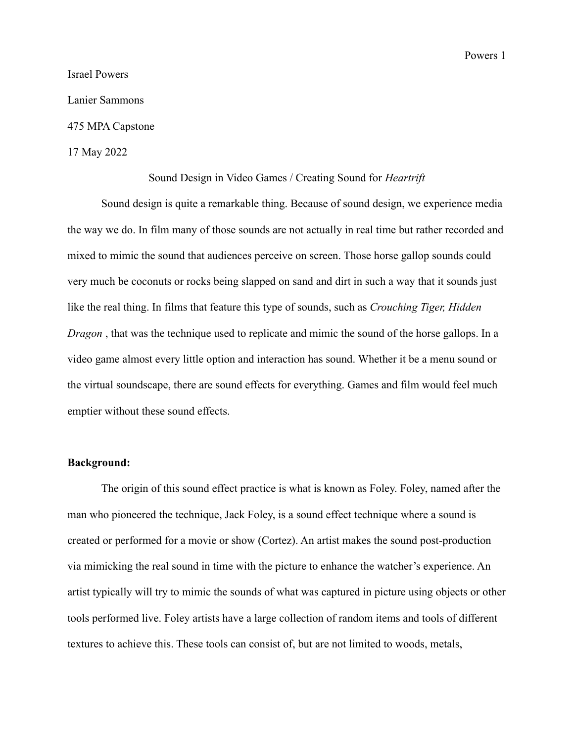Israel Powers

Lanier Sammons

475 MPA Capstone

17 May 2022

Sound Design in Video Games / Creating Sound for *Heartrift*

Sound design is quite a remarkable thing. Because of sound design, we experience media the way we do. In film many of those sounds are not actually in real time but rather recorded and mixed to mimic the sound that audiences perceive on screen. Those horse gallop sounds could very much be coconuts or rocks being slapped on sand and dirt in such a way that it sounds just like the real thing. In films that feature this type of sounds, such as *Crouching Tiger, Hidden Dragon* , that was the technique used to replicate and mimic the sound of the horse gallops. In a video game almost every little option and interaction has sound. Whether it be a menu sound or the virtual soundscape, there are sound effects for everything. Games and film would feel much emptier without these sound effects.

**Background:**

The origin of this sound effect practice is what is known as Foley. Foley, named after the man who pioneered the technique, Jack Foley, is a sound effect technique where a sound is created or performed for a movie or show (Cortez). An artist makes the sound post-production via mimicking the real sound in time with the picture to enhance the watcher's experience. An artist typically will try to mimic the sounds of what was captured in picture using objects or other tools performed live. Foley artists have a large collection of random items and tools of different textures to achieve this. These tools can consist of, but are not limited to woods, metals,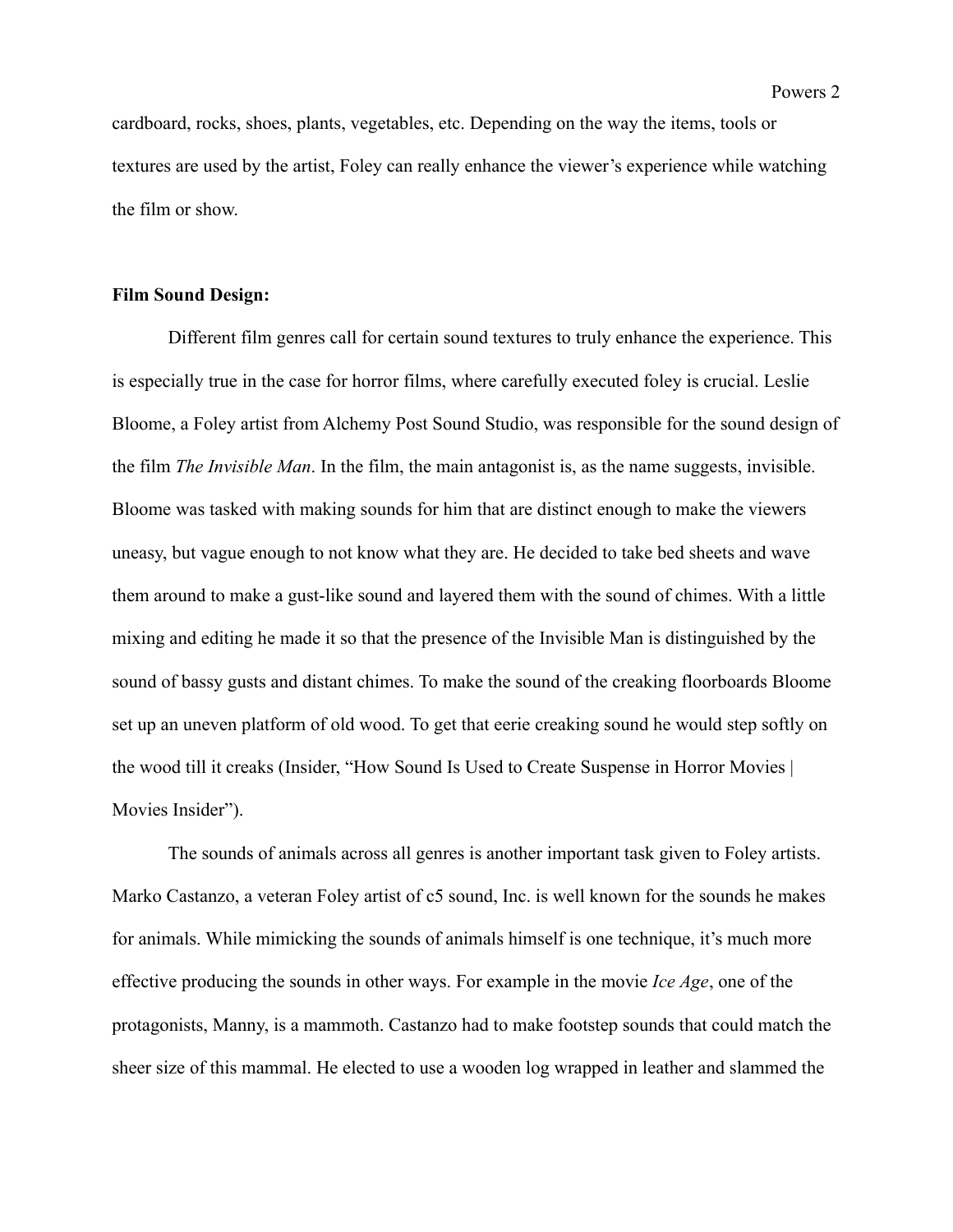cardboard, rocks, shoes, plants, vegetables, etc. Depending on the way the items, tools or textures are used by the artist, Foley can really enhance the viewer's experience while watching the film or show.

**Film Sound Design:**

Different film genres call for certain sound textures to truly enhance the experience. This is especially true in the case for horror films, where carefully executed foley is crucial. Leslie Bloome, a Foley artist from Alchemy Post Sound Studio, was responsible for the sound design of the film *The Invisible Man*. In the film, the main antagonist is, as the name suggests, invisible. Bloome was tasked with making sounds for him that are distinct enough to make the viewers uneasy, but vague enough to not know what they are. He decided to take bed sheets and wave them around to make a gust-like sound and layered them with the sound of chimes. With a little mixing and editing he made it so that the presence of the Invisible Man is distinguished by the sound of bassy gusts and distant chimes. To make the sound of the creaking floorboards Bloome set up an uneven platform of old wood. To get that eerie creaking sound he would step softly on the wood till it creaks (Insider, "How Sound Is Used to Create Suspense in Horror Movies | Movies Insider").

The sounds of animals across all genres is another important task given to Foley artists. Marko Castanzo, a veteran Foley artist of c5 sound, Inc. is well known for the sounds he makes for animals. While mimicking the sounds of animals himself is one technique, it's much more effective producing the sounds in other ways. For example in the movie *Ice Age*, one of the protagonists, Manny, is a mammoth. Castanzo had to make footstep sounds that could match the sheer size of this mammal. He elected to use a wooden log wrapped in leather and slammed the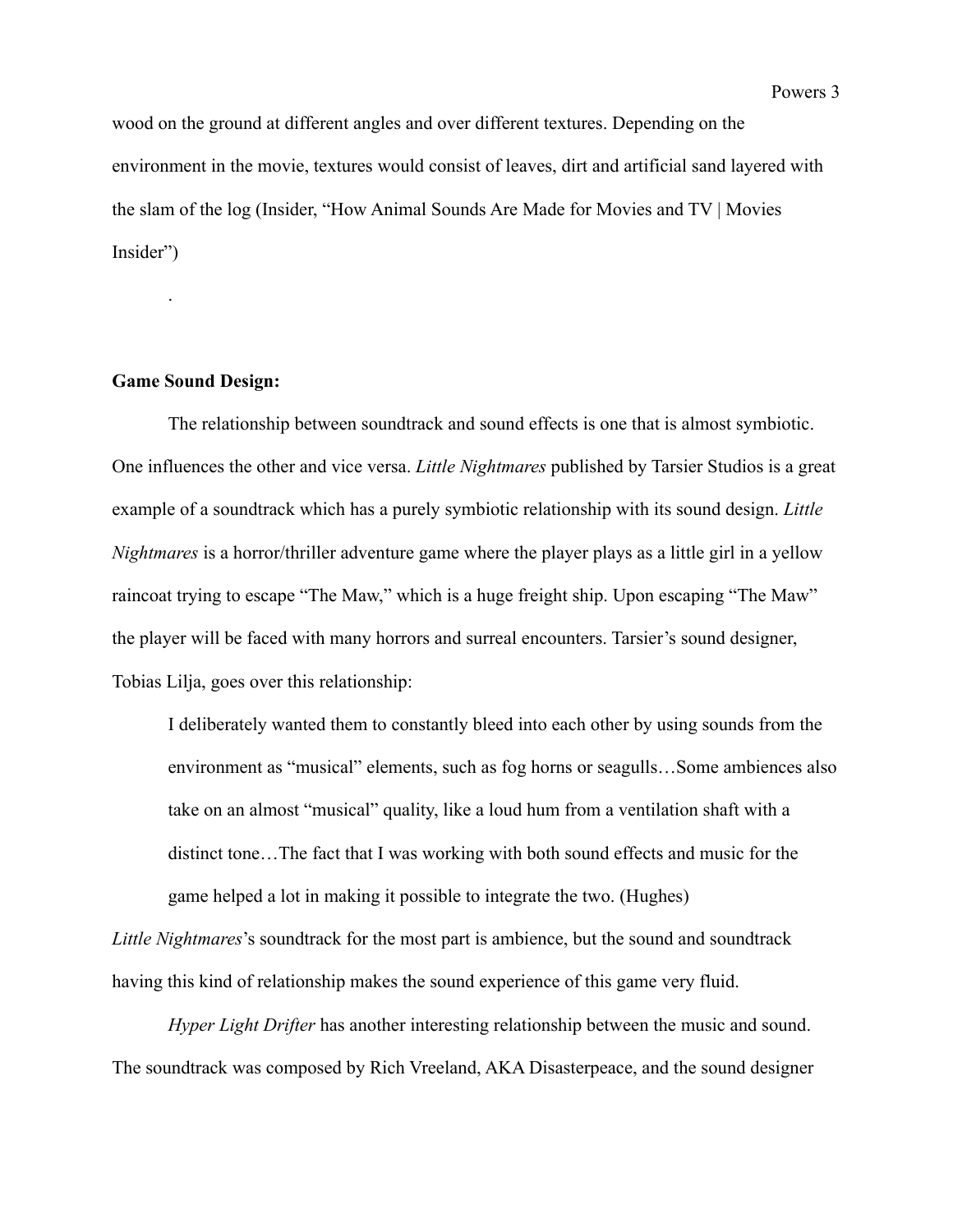wood on the ground at different angles and over different textures. Depending on the environment in the movie, textures would consist of leaves, dirt and artificial sand layered with the slam of the log (Insider, "How Animal Sounds Are Made for Movies and TV | Movies Insider")

.

**Game Sound Design:**

The relationship between soundtrack and sound effects is one that is almost symbiotic. One influences the other and vice versa. *Little Nightmares* published by Tarsier Studios is a great example of a soundtrack which has a purely symbiotic relationship with its sound design. *Little Nightmares* is a horror/thriller adventure game where the player plays as a little girl in a yellow raincoat trying to escape "The Maw," which is a huge freight ship. Upon escaping "The Maw" the player will be faced with many horrors and surreal encounters. Tarsier's sound designer, Tobias Lilja, goes over this relationship:

> I deliberately wanted them to constantly bleed into each other by using sounds from the environment as "musical" elements, such as fog horns or seagulls…Some ambiences also take on an almost "musical" quality, like a loud hum from a ventilation shaft with a distinct tone…The fact that I was working with both sound effects and music for the game helped a lot in making it possible to integrate the two. (Hughes)

*Little Nightmares*'s soundtrack for the most part is ambience, but the sound and soundtrack having this kind of relationship makes the sound experience of this game very fluid.

*Hyper Light Drifter* has another interesting relationship between the music and sound. The soundtrack was composed by Rich Vreeland, AKA Disasterpeace, and the sound designer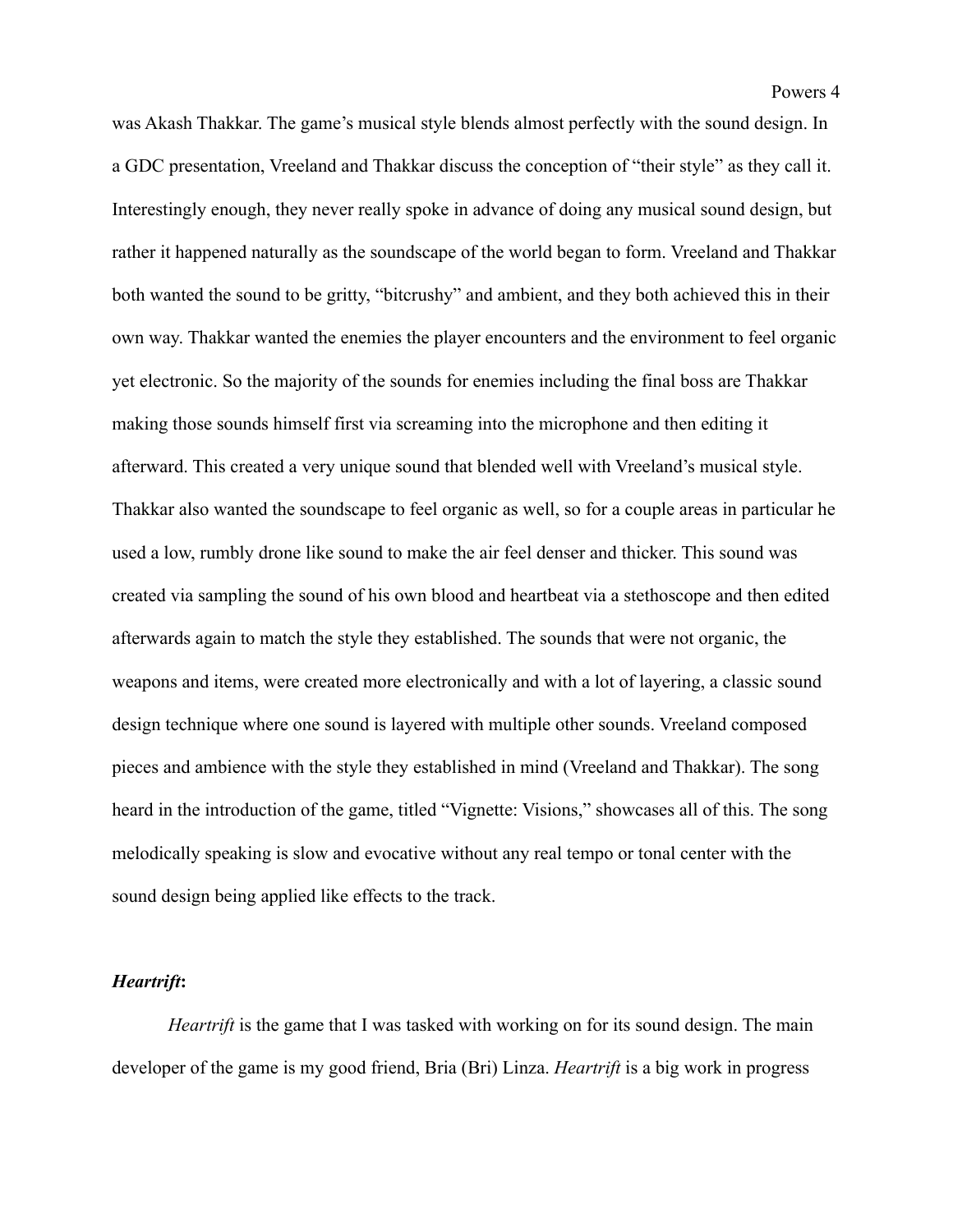was Akash Thakkar. The game's musical style blends almost perfectly with the sound design. In a GDC presentation, Vreeland and Thakkar discuss the conception of "their style" as they call it. Interestingly enough, they never really spoke in advance of doing any musical sound design, but rather it happened naturally as the soundscape of the world began to form. Vreeland and Thakkar both wanted the sound to be gritty, "bitcrushy" and ambient, and they both achieved this in their own way. Thakkar wanted the enemies the player encounters and the environment to feel organic yet electronic. So the majority of the sounds for enemies including the final boss are Thakkar making those sounds himself first via screaming into the microphone and then editing it afterward. This created a very unique sound that blended well with Vreeland's musical style. Thakkar also wanted the soundscape to feel organic as well, so for a couple areas in particular he used a low, rumbly drone like sound to make the air feel denser and thicker. This sound was created via sampling the sound of his own blood and heartbeat via a stethoscope and then edited afterwards again to match the style they established. The sounds that were not organic, the weapons and items, were created more electronically and with a lot of layering, a classic sound design technique where one sound is layered with multiple other sounds. Vreeland composed pieces and ambience with the style they established in mind (Vreeland and Thakkar). The song heard in the introduction of the game, titled "Vignette: Visions," showcases all of this. The song melodically speaking is slow and evocative without any real tempo or tonal center with the sound design being applied like effects to the track.

### ***Heartrift*:**

*Heartrift* is the game that I was tasked with working on for its sound design. The main developer of the game is my good friend, Bria (Bri) Linza. *Heartrift* is a big work in progress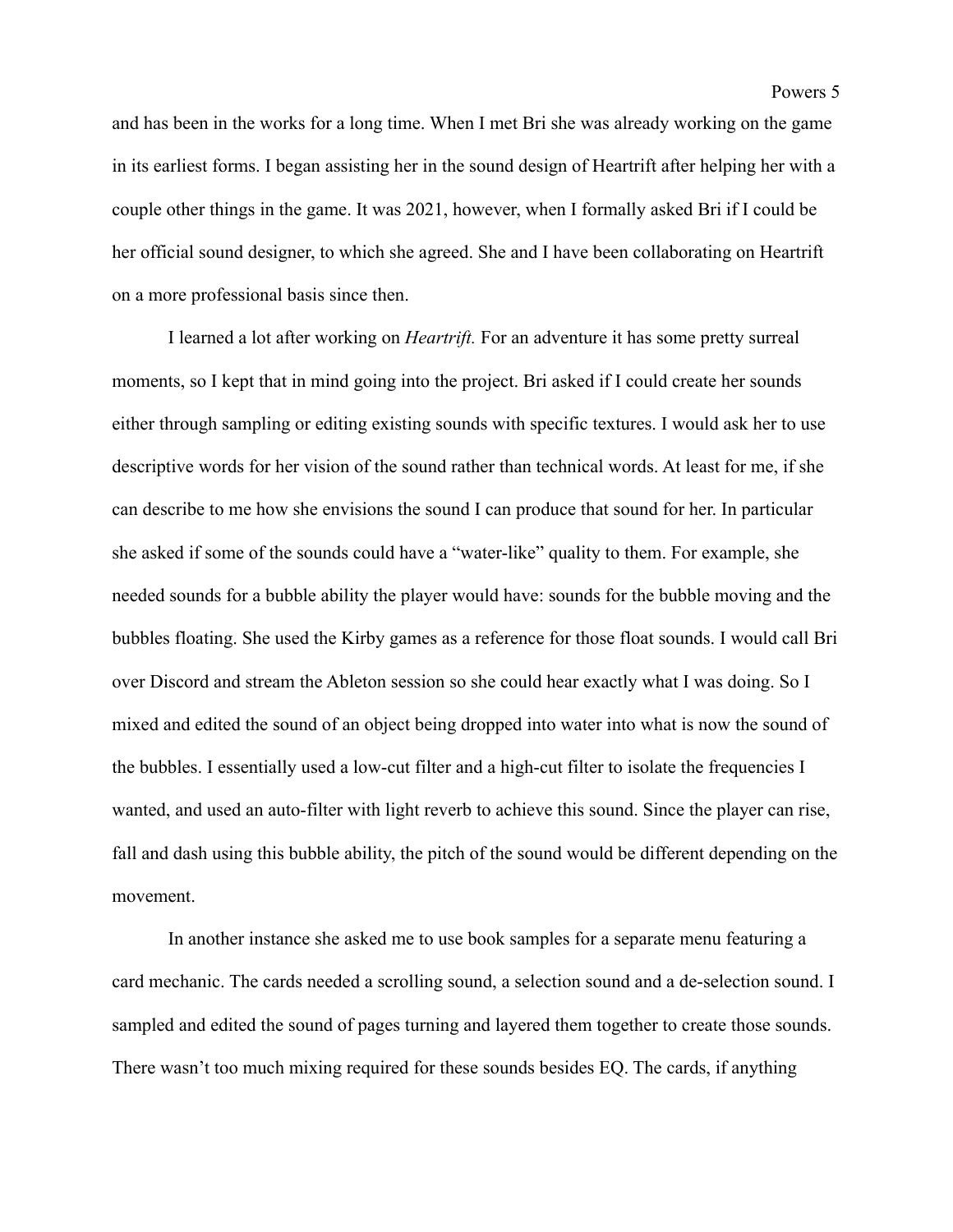and has been in the works for a long time. When I met Bri she was already working on the game in its earliest forms. I began assisting her in the sound design of Heartrift after helping her with a couple other things in the game. It was 2021, however, when I formally asked Bri if I could be her official sound designer, to which she agreed. She and I have been collaborating on Heartrift on a more professional basis since then.

I learned a lot after working on *Heartrift.* For an adventure it has some pretty surreal moments, so I kept that in mind going into the project. Bri asked if I could create her sounds either through sampling or editing existing sounds with specific textures. I would ask her to use descriptive words for her vision of the sound rather than technical words. At least for me, if she can describe to me how she envisions the sound I can produce that sound for her. In particular she asked if some of the sounds could have a "water-like" quality to them. For example, she needed sounds for a bubble ability the player would have: sounds for the bubble moving and the bubbles floating. She used the Kirby games as a reference for those float sounds. I would call Bri over Discord and stream the Ableton session so she could hear exactly what I was doing. So I mixed and edited the sound of an object being dropped into water into what is now the sound of the bubbles. I essentially used a low-cut filter and a high-cut filter to isolate the frequencies I wanted, and used an auto-filter with light reverb to achieve this sound. Since the player can rise, fall and dash using this bubble ability, the pitch of the sound would be different depending on the movement.

In another instance she asked me to use book samples for a separate menu featuring a card mechanic. The cards needed a scrolling sound, a selection sound and a de-selection sound. I sampled and edited the sound of pages turning and layered them together to create those sounds. There wasn't too much mixing required for these sounds besides EQ. The cards, if anything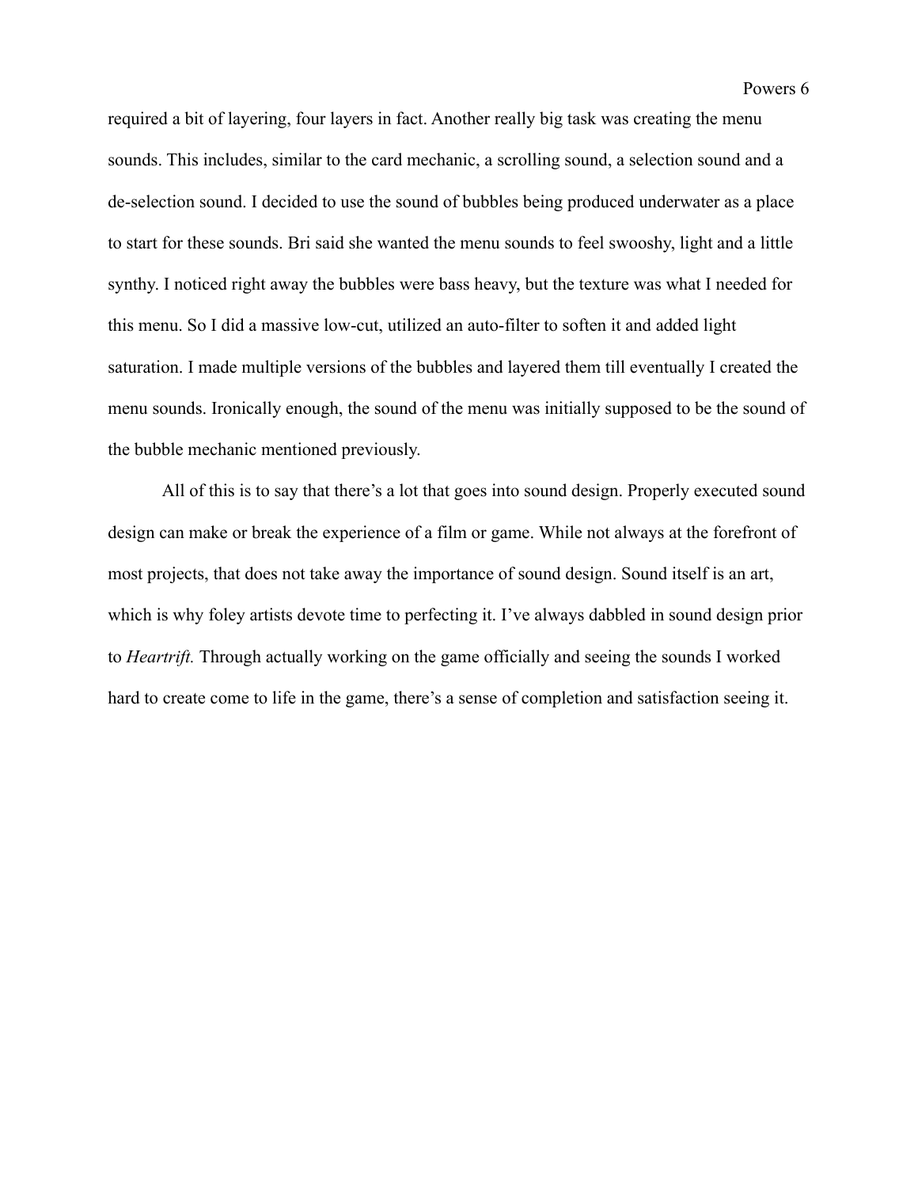required a bit of layering, four layers in fact. Another really big task was creating the menu sounds. This includes, similar to the card mechanic, a scrolling sound, a selection sound and a de-selection sound. I decided to use the sound of bubbles being produced underwater as a place to start for these sounds. Bri said she wanted the menu sounds to feel swooshy, light and a little synthy. I noticed right away the bubbles were bass heavy, but the texture was what I needed for this menu. So I did a massive low-cut, utilized an auto-filter to soften it and added light saturation. I made multiple versions of the bubbles and layered them till eventually I created the menu sounds. Ironically enough, the sound of the menu was initially supposed to be the sound of the bubble mechanic mentioned previously.

All of this is to say that there's a lot that goes into sound design. Properly executed sound design can make or break the experience of a film or game. While not always at the forefront of most projects, that does not take away the importance of sound design. Sound itself is an art, which is why foley artists devote time to perfecting it. I've always dabbled in sound design prior to *Heartrift.* Through actually working on the game officially and seeing the sounds I worked hard to create come to life in the game, there's a sense of completion and satisfaction seeing it.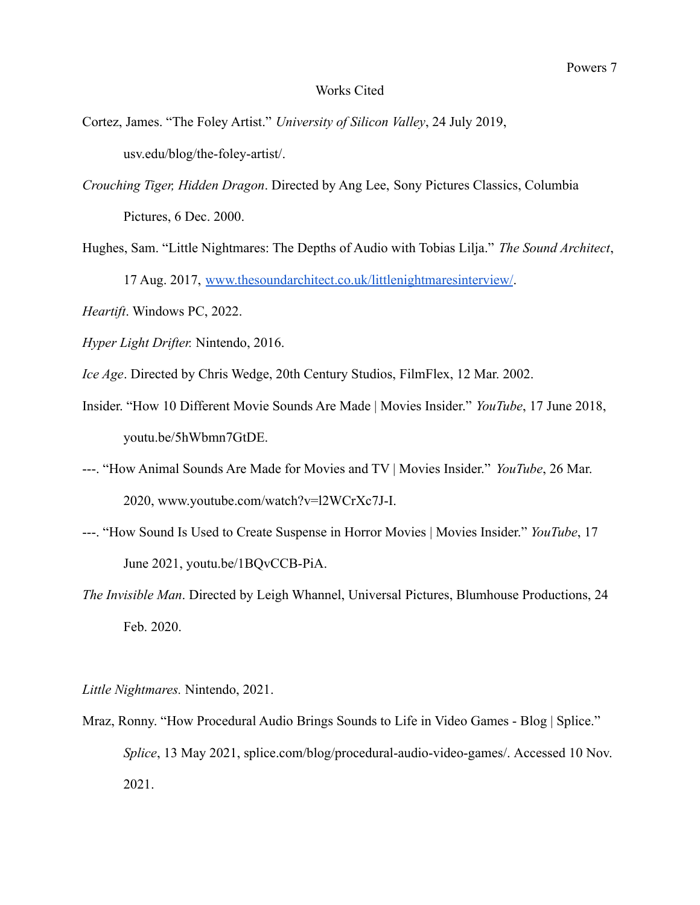# Works Cited

Cortez, James. "The Foley Artist." *University of Silicon Valley*, 24 July 2019, usv.edu/blog/the-foley-artist/.

*Crouching Tiger, Hidden Dragon*. Directed by Ang Lee, Sony Pictures Classics, Columbia Pictures, 6 Dec. 2000.

Hughes, Sam. "Little Nightmares: The Depths of Audio with Tobias Lilja." *The Sound Architect*, 17 Aug. 2017, www.thesoundarchitect.co.uk/littlenightmaresinterview/.

*Heartift*. Windows PC, 2022.

*Hyper Light Drifter.* Nintendo, 2016.

*Ice Age*. Directed by Chris Wedge, 20th Century Studios, FilmFlex, 12 Mar. 2002.

Insider. "How 10 Different Movie Sounds Are Made | Movies Insider." *YouTube*, 17 June 2018, youtu.be/5hWbmn7GtDE.

---. "How Animal Sounds Are Made for Movies and TV | Movies Insider." *YouTube*, 26 Mar. 2020, www.youtube.com/watch?v=l2WCrXc7J-I.

---. "How Sound Is Used to Create Suspense in Horror Movies | Movies Insider." *YouTube*, 17 June 2021, youtu.be/1BQvCCB-PiA.

*The Invisible Man*. Directed by Leigh Whannel, Universal Pictures, Blumhouse Productions, 24 Feb. 2020.

*Little Nightmares.* Nintendo, 2021.

Mraz, Ronny. "How Procedural Audio Brings Sounds to Life in Video Games - Blog | Splice." *Splice*, 13 May 2021, splice.com/blog/procedural-audio-video-games/. Accessed 10 Nov. 2021.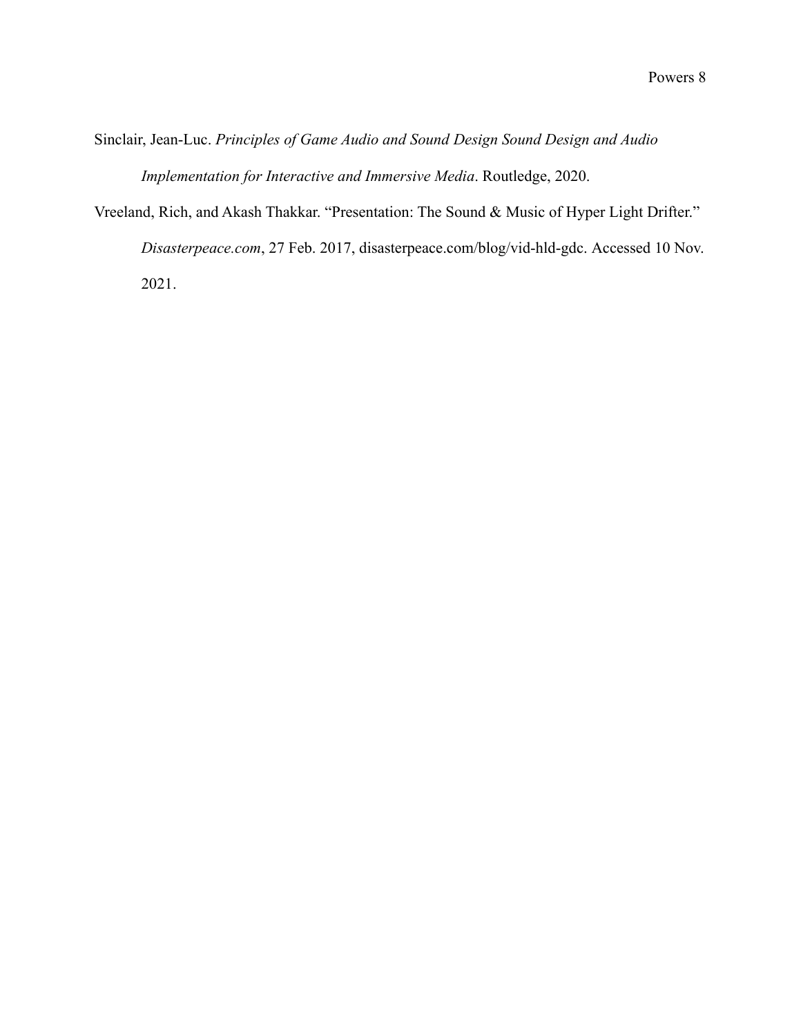Sinclair, Jean-Luc. *Principles of Game Audio and Sound Design Sound Design and Audio Implementation for Interactive and Immersive Media*. Routledge, 2020.

Vreeland, Rich, and Akash Thakkar. "Presentation: The Sound & Music of Hyper Light Drifter." *Disasterpeace.com*, 27 Feb. 2017, disasterpeace.com/blog/vid-hld-gdc. Accessed 10 Nov. 2021.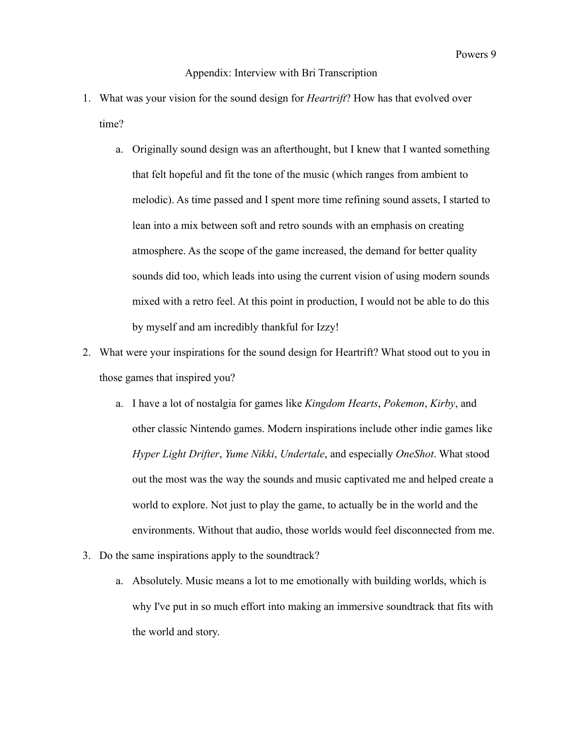## Appendix: Interview with Bri Transcription

1. What was your vision for the sound design for *Heartrift*? How has that evolved over time?
    a. Originally sound design was an afterthought, but I knew that I wanted something that felt hopeful and fit the tone of the music (which ranges from ambient to melodic). As time passed and I spent more time refining sound assets, I started to lean into a mix between soft and retro sounds with an emphasis on creating atmosphere. As the scope of the game increased, the demand for better quality sounds did too, which leads into using the current vision of using modern sounds mixed with a retro feel. At this point in production, I would not be able to do this by myself and am incredibly thankful for Izzy!
2. What were your inspirations for the sound design for Heartrift? What stood out to you in those games that inspired you?
    a. I have a lot of nostalgia for games like *Kingdom Hearts*, *Pokemon*, *Kirby*, and other classic Nintendo games. Modern inspirations include other indie games like *Hyper Light Drifter*, *Yume Nikki*, *Undertale*, and especially *OneShot*. What stood out the most was the way the sounds and music captivated me and helped create a world to explore. Not just to play the game, to actually be in the world and the environments. Without that audio, those worlds would feel disconnected from me.
3. Do the same inspirations apply to the soundtrack?
    a. Absolutely. Music means a lot to me emotionally with building worlds, which is why I've put in so much effort into making an immersive soundtrack that fits with the world and story.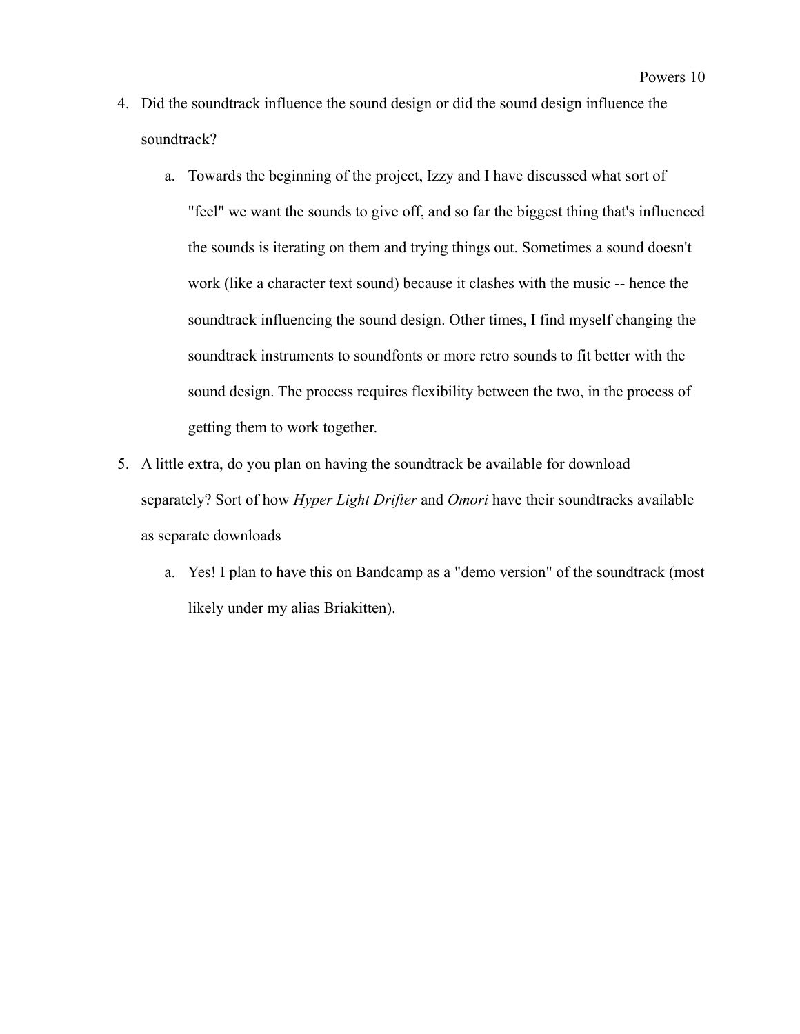4. Did the soundtrack influence the sound design or did the sound design influence the soundtrack?
    a. Towards the beginning of the project, Izzy and I have discussed what sort of "feel" we want the sounds to give off, and so far the biggest thing that's influenced the sounds is iterating on them and trying things out. Sometimes a sound doesn't work (like a character text sound) because it clashes with the music -- hence the soundtrack influencing the sound design. Other times, I find myself changing the soundtrack instruments to soundfonts or more retro sounds to fit better with the sound design. The process requires flexibility between the two, in the process of getting them to work together.
5. A little extra, do you plan on having the soundtrack be available for download separately? Sort of how *Hyper Light Drifter* and *Omori* have their soundtracks available as separate downloads
    a. Yes! I plan to have this on Bandcamp as a "demo version" of the soundtrack (most likely under my alias Briakitten).